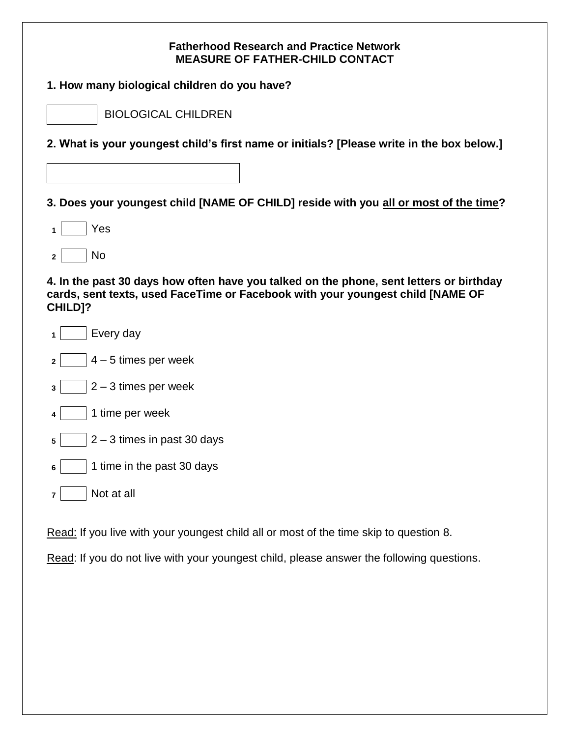**Fatherhood Research and Practice Network**
**MEASURE OF FATHER-CHILD CONTACT**

**1. How many biological children do you have?**

[ ] BIOLOGICAL CHILDREN

**2. What is your youngest child's first name or initials? [Please write in the box below.]**

[ ]

**3. Does your youngest child [NAME OF CHILD] reside with you <u>all or most of the time</u>?**

1 [ ] Yes

2 [ ] No

**4. In the past 30 days how often have you talked on the phone, sent letters or birthday cards, sent texts, used FaceTime or Facebook with your youngest child [NAME OF CHILD]?**

1 [ ] Every day

2 [ ] 4 – 5 times per week

3 [ ] 2 – 3 times per week

4 [ ] 1 time per week

5 [ ] 2 – 3 times in past 30 days

6 [ ] 1 time in the past 30 days

7 [ ] Not at all

<u>Read:</u> If you live with your youngest child all or most of the time skip to question 8.

<u>Read</u>: If you do not live with your youngest child, please answer the following questions.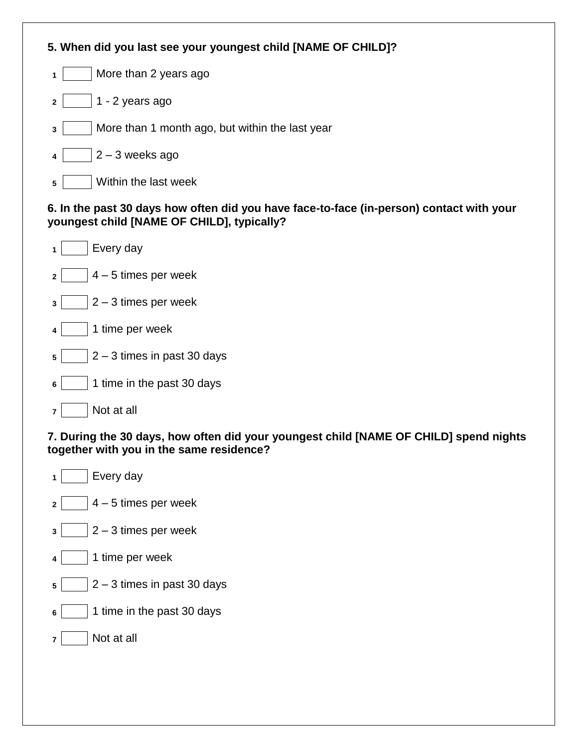**5. When did you last see your youngest child [NAME OF CHILD]?**

1 ☐ More than 2 years ago

2 ☐ 1 - 2 years ago

3 ☐ More than 1 month ago, but within the last year

4 ☐ 2 – 3 weeks ago

5 ☐ Within the last week

**6. In the past 30 days how often did you have face-to-face (in-person) contact with your youngest child [NAME OF CHILD], typically?**

1 ☐ Every day

2 ☐ 4 – 5 times per week

3 ☐ 2 – 3 times per week

4 ☐ 1 time per week

5 ☐ 2 – 3 times in past 30 days

6 ☐ 1 time in the past 30 days

7 ☐ Not at all

**7. During the 30 days, how often did your youngest child [NAME OF CHILD] spend nights together with you in the same residence?**

1 ☐ Every day

2 ☐ 4 – 5 times per week

3 ☐ 2 – 3 times per week

4 ☐ 1 time per week

5 ☐ 2 – 3 times in past 30 days

6 ☐ 1 time in the past 30 days

7 ☐ Not at all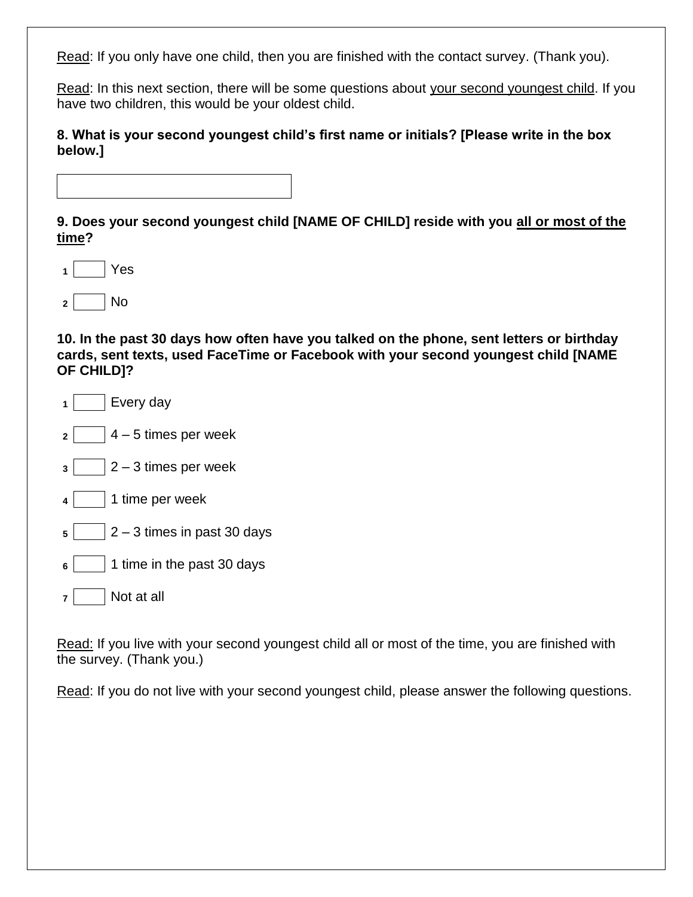<u>Read</u>: If you only have one child, then you are finished with the contact survey. (Thank you).

<u>Read</u>: In this next section, there will be some questions about <u>your second youngest child</u>. If you have two children, this would be your oldest child.

**8. What is your second youngest child's first name or initials? [Please write in the box below.]**

[ ]

**9. Does your second youngest child [NAME OF CHILD] reside with you <u>all or most of the time</u>?**

1 [ ] Yes

2 [ ] No

**10. In the past 30 days how often have you talked on the phone, sent letters or birthday cards, sent texts, used FaceTime or Facebook with your second youngest child [NAME OF CHILD]?**

1 [ ] Every day

2 [ ] 4 – 5 times per week

3 [ ] 2 – 3 times per week

4 [ ] 1 time per week

5 [ ] 2 – 3 times in past 30 days

6 [ ] 1 time in the past 30 days

7 [ ] Not at all

<u>Read:</u> If you live with your second youngest child all or most of the time, you are finished with the survey. (Thank you.)

<u>Read</u>: If you do not live with your second youngest child, please answer the following questions.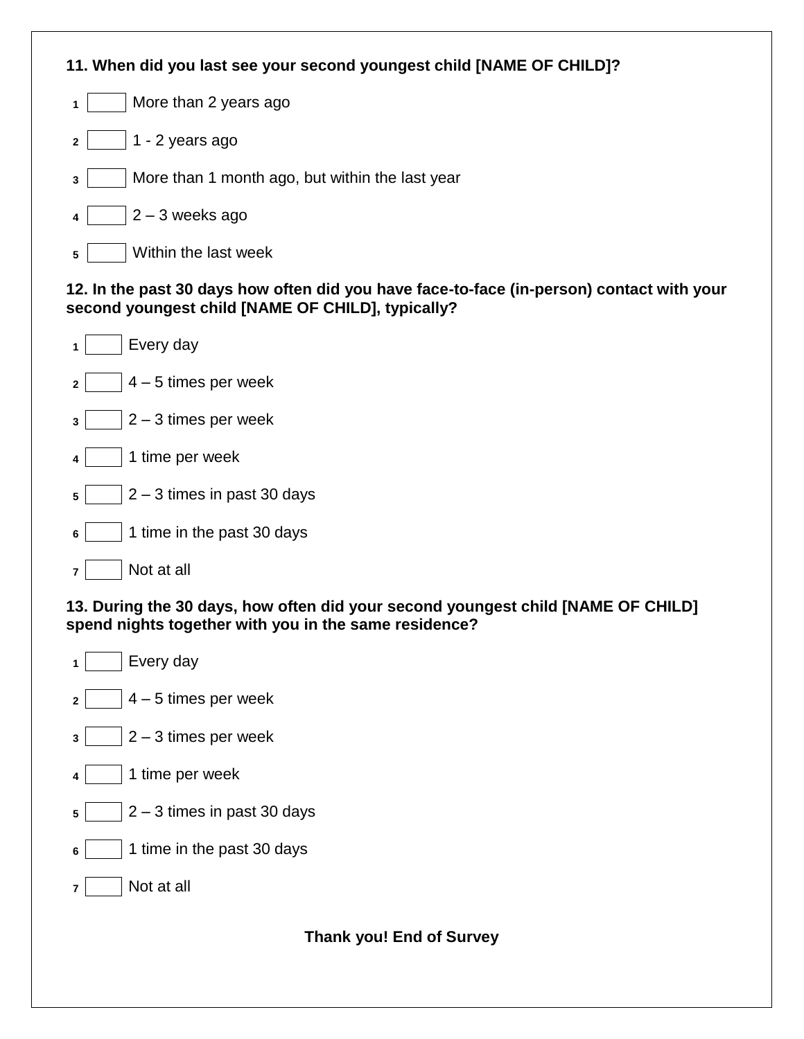**11. When did you last see your second youngest child [NAME OF CHILD]?**

1 ☐ More than 2 years ago

2 ☐ 1 - 2 years ago

3 ☐ More than 1 month ago, but within the last year

4 ☐ 2 – 3 weeks ago

5 ☐ Within the last week

**12. In the past 30 days how often did you have face-to-face (in-person) contact with your second youngest child [NAME OF CHILD], typically?**

1 ☐ Every day

2 ☐ 4 – 5 times per week

3 ☐ 2 – 3 times per week

4 ☐ 1 time per week

5 ☐ 2 – 3 times in past 30 days

6 ☐ 1 time in the past 30 days

7 ☐ Not at all

**13. During the 30 days, how often did your second youngest child [NAME OF CHILD] spend nights together with you in the same residence?**

1 ☐ Every day

2 ☐ 4 – 5 times per week

3 ☐ 2 – 3 times per week

4 ☐ 1 time per week

5 ☐ 2 – 3 times in past 30 days

6 ☐ 1 time in the past 30 days

7 ☐ Not at all

**Thank you! End of Survey**